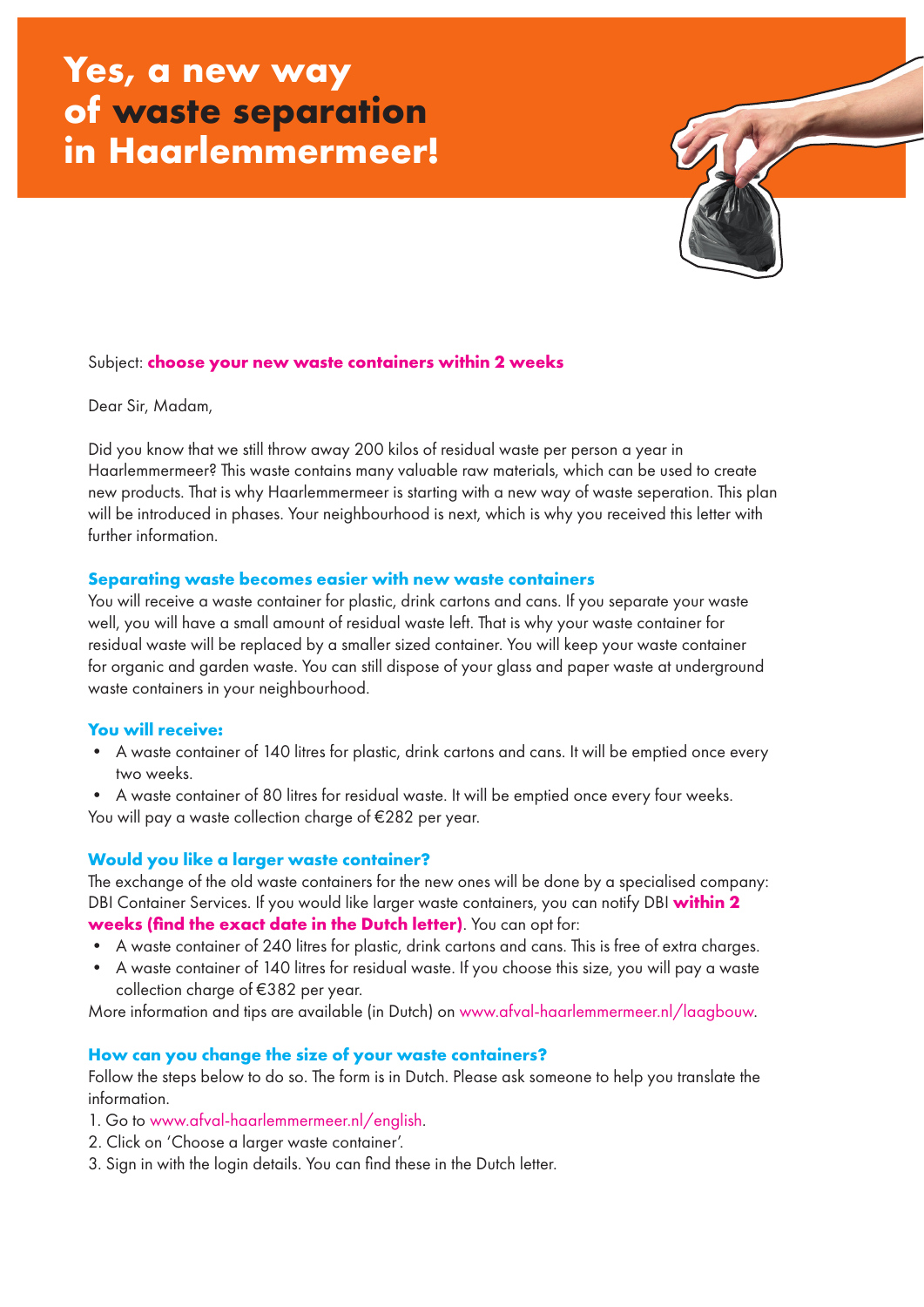# Yes, a new way of waste separation in Haarlemmermeer!

Subject: **choose your new waste containers within 2 weeks**

Dear Sir, Madam,

Did you know that we still throw away 200 kilos of residual waste per person a year in Haarlemmermeer? This waste contains many valuable raw materials, which can be used to create new products. That is why Haarlemmermeer is starting with a new way of waste seperation. This plan will be introduced in phases. Your neighbourhood is next, which is why you received this letter with further information.

## Separating waste becomes easier with new waste containers

You will receive a waste container for plastic, drink cartons and cans. If you separate your waste well, you will have a small amount of residual waste left. That is why your waste container for residual waste will be replaced by a smaller sized container. You will keep your waste container for organic and garden waste. You can still dispose of your glass and paper waste at underground waste containers in your neighbourhood.

## You will receive:

- A waste container of 140 litres for plastic, drink cartons and cans. It will be emptied once every two weeks.
- A waste container of 80 litres for residual waste. It will be emptied once every four weeks.

You will pay a waste collection charge of €282 per year.

## Would you like a larger waste container?

The exchange of the old waste containers for the new ones will be done by a specialised company: DBI Container Services. If you would like larger waste containers, you can notify DBI **within 2 weeks (find the exact date in the Dutch letter)**. You can opt for:

- A waste container of 240 litres for plastic, drink cartons and cans. This is free of extra charges.
- A waste container of 140 litres for residual waste. If you choose this size, you will pay a waste collection charge of €382 per year.

More information and tips are available (in Dutch) on www.afval-haarlemmermeer.nl/laagbouw.

## How can you change the size of your waste containers?

Follow the steps below to do so. The form is in Dutch. Please ask someone to help you translate the information.

1. Go to www.afval-haarlemmermeer.nl/english.
2. Click on 'Choose a larger waste container'.
3. Sign in with the login details. You can find these in the Dutch letter.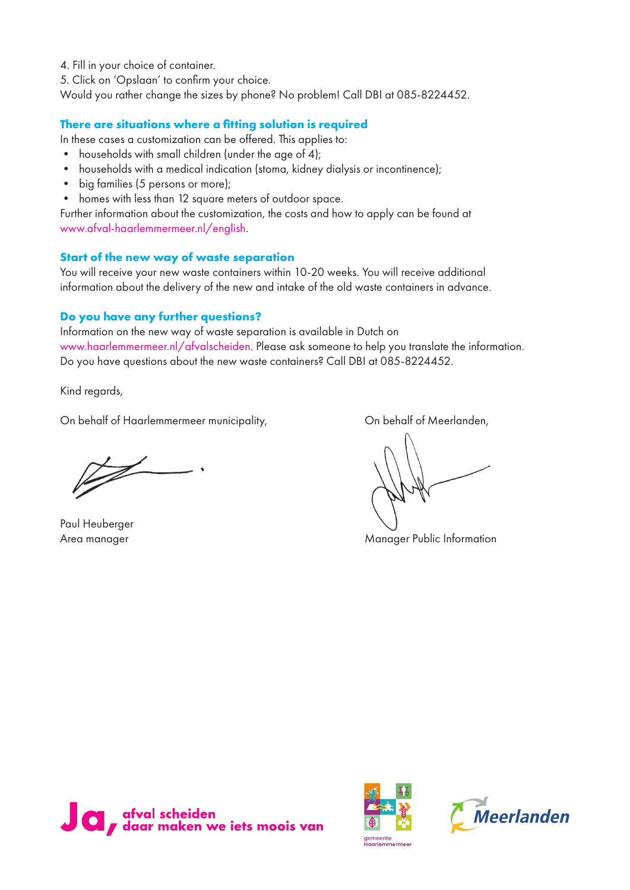4. Fill in your choice of container.
5. Click on 'Opslaan' to confirm your choice.

Would you rather change the sizes by phone? No problem! Call DBI at 085-8224452.

### There are situations where a fitting solution is required

In these cases a customization can be offered. This applies to:

- households with small children (under the age of 4);
- households with a medical indication (stoma, kidney dialysis or incontinence);
- big families (5 persons or more);
- homes with less than 12 square meters of outdoor space.

Further information about the customization, the costs and how to apply can be found at www.afval-haarlemmermeer.nl/english.

### Start of the new way of waste separation

You will receive your new waste containers within 10-20 weeks. You will receive additional information about the delivery of the new and intake of the old waste containers in advance.

### Do you have any further questions?

Information on the new way of waste separation is available in Dutch on www.haarlemmermeer.nl/afvalscheiden. Please ask someone to help you translate the information. Do you have questions about the new waste containers? Call DBI at 085-8224452.

Kind regards,

On behalf of Haarlemmermeer municipality,

Paul Heuberger
Area manager

On behalf of Meerlanden,

Manager Public Information

Ja, afval scheiden daar maken we iets moois van

gemeente Haarlemmermeer

Meerlanden